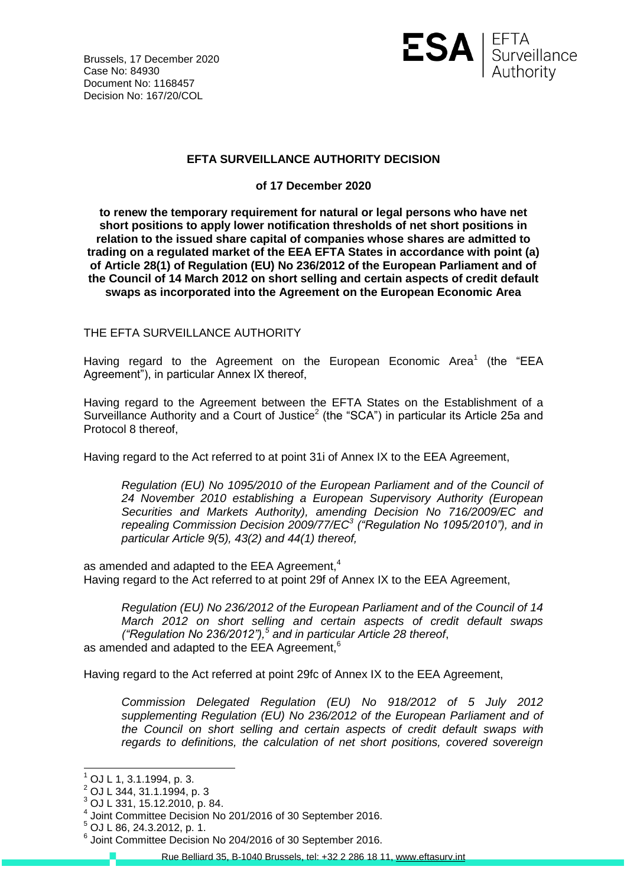Brussels, 17 December 2020
Case No: 84930
Document No: 1168457
Decision No: 167/20/COL

**EFTA SURVEILLANCE AUTHORITY DECISION**

**of 17 December 2020**

**to renew the temporary requirement for natural or legal persons who have net short positions to apply lower notification thresholds of net short positions in relation to the issued share capital of companies whose shares are admitted to trading on a regulated market of the EEA EFTA States in accordance with point (a) of Article 28(1) of Regulation (EU) No 236/2012 of the European Parliament and of the Council of 14 March 2012 on short selling and certain aspects of credit default swaps as incorporated into the Agreement on the European Economic Area**

THE EFTA SURVEILLANCE AUTHORITY

Having regard to the Agreement on the European Economic Area[1] (the "EEA Agreement"), in particular Annex IX thereof,

Having regard to the Agreement between the EFTA States on the Establishment of a Surveillance Authority and a Court of Justice[2] (the "SCA") in particular its Article 25a and Protocol 8 thereof,

Having regard to the Act referred to at point 31i of Annex IX to the EEA Agreement,

> *Regulation (EU) No 1095/2010 of the European Parliament and of the Council of 24 November 2010 establishing a European Supervisory Authority (European Securities and Markets Authority), amending Decision No 716/2009/EC and repealing Commission Decision 2009/77/EC[3] ("Regulation No 1095/2010"), and in particular Article 9(5), 43(2) and 44(1) thereof,*

as amended and adapted to the EEA Agreement,[4]
Having regard to the Act referred to at point 29f of Annex IX to the EEA Agreement,

> *Regulation (EU) No 236/2012 of the European Parliament and of the Council of 14 March 2012 on short selling and certain aspects of credit default swaps ("Regulation No 236/2012"),[5] and in particular Article 28 thereof*,

as amended and adapted to the EEA Agreement,[6]

Having regard to the Act referred at point 29fc of Annex IX to the EEA Agreement,

> *Commission Delegated Regulation (EU) No 918/2012 of 5 July 2012 supplementing Regulation (EU) No 236/2012 of the European Parliament and of the Council on short selling and certain aspects of credit default swaps with regards to definitions, the calculation of net short positions, covered sovereign*

---

[1] OJ L 1, 3.1.1994, p. 3.
[2] OJ L 344, 31.1.1994, p. 3
[3] OJ L 331, 15.12.2010, p. 84.
[4] Joint Committee Decision No 201/2016 of 30 September 2016.
[5] OJ L 86, 24.3.2012, p. 1.
[6] Joint Committee Decision No 204/2016 of 30 September 2016.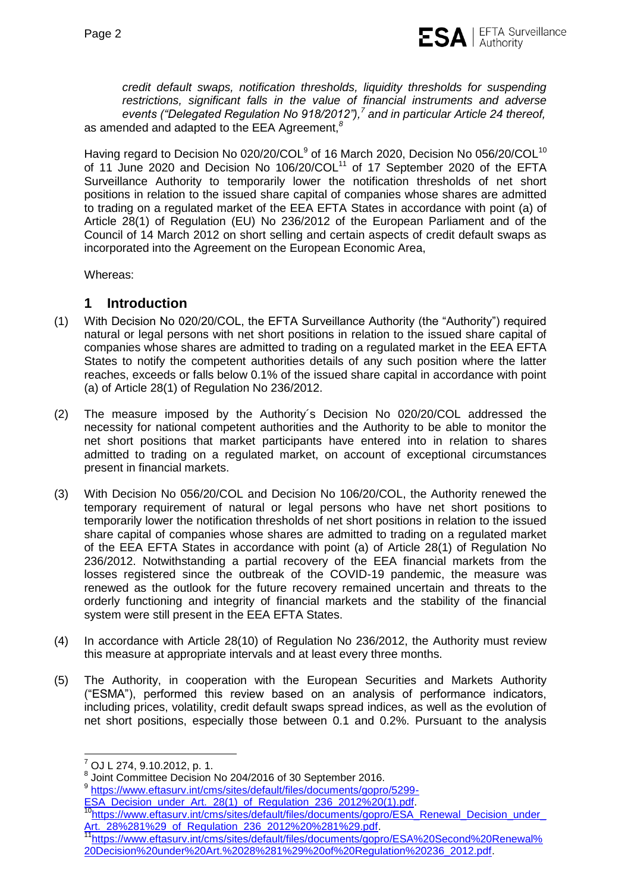*credit default swaps, notification thresholds, liquidity thresholds for suspending restrictions, significant falls in the value of financial instruments and adverse events ("Delegated Regulation No 918/2012"),*[7] *and in particular Article 24 thereof,* as amended and adapted to the EEA Agreement,[8]

Having regard to Decision No 020/20/COL[9] of 16 March 2020, Decision No 056/20/COL[10] of 11 June 2020 and Decision No 106/20/COL[11] of 17 September 2020 of the EFTA Surveillance Authority to temporarily lower the notification thresholds of net short positions in relation to the issued share capital of companies whose shares are admitted to trading on a regulated market of the EEA EFTA States in accordance with point (a) of Article 28(1) of Regulation (EU) No 236/2012 of the European Parliament and of the Council of 14 March 2012 on short selling and certain aspects of credit default swaps as incorporated into the Agreement on the European Economic Area,

Whereas:

## 1 Introduction

(1) With Decision No 020/20/COL, the EFTA Surveillance Authority (the "Authority") required natural or legal persons with net short positions in relation to the issued share capital of companies whose shares are admitted to trading on a regulated market in the EEA EFTA States to notify the competent authorities details of any such position where the latter reaches, exceeds or falls below 0.1% of the issued share capital in accordance with point (a) of Article 28(1) of Regulation No 236/2012.

(2) The measure imposed by the Authority´s Decision No 020/20/COL addressed the necessity for national competent authorities and the Authority to be able to monitor the net short positions that market participants have entered into in relation to shares admitted to trading on a regulated market, on account of exceptional circumstances present in financial markets.

(3) With Decision No 056/20/COL and Decision No 106/20/COL, the Authority renewed the temporary requirement of natural or legal persons who have net short positions to temporarily lower the notification thresholds of net short positions in relation to the issued share capital of companies whose shares are admitted to trading on a regulated market of the EEA EFTA States in accordance with point (a) of Article 28(1) of Regulation No 236/2012. Notwithstanding a partial recovery of the EEA financial markets from the losses registered since the outbreak of the COVID-19 pandemic, the measure was renewed as the outlook for the future recovery remained uncertain and threats to the orderly functioning and integrity of financial markets and the stability of the financial system were still present in the EEA EFTA States.

(4) In accordance with Article 28(10) of Regulation No 236/2012, the Authority must review this measure at appropriate intervals and at least every three months.

(5) The Authority, in cooperation with the European Securities and Markets Authority ("ESMA"), performed this review based on an analysis of performance indicators, including prices, volatility, credit default swaps spread indices, as well as the evolution of net short positions, especially those between 0.1 and 0.2%. Pursuant to the analysis

---

[7] OJ L 274, 9.10.2012, p. 1.

[8] Joint Committee Decision No 204/2016 of 30 September 2016.

[9] https://www.eftasurv.int/cms/sites/default/files/documents/gopro/5299-ESA_Decision_under_Art._28(1)_of_Regulation_236_2012%20(1).pdf.

[10] https://www.eftasurv.int/cms/sites/default/files/documents/gopro/ESA_Renewal_Decision_under_Art._28%281%29_of_Regulation_236_2012%20%281%29.pdf.

[11] https://www.eftasurv.int/cms/sites/default/files/documents/gopro/ESA%20Second%20Renewal%20Decision%20under%20Art.%2028%281%29%20of%20Regulation%20236_2012.pdf.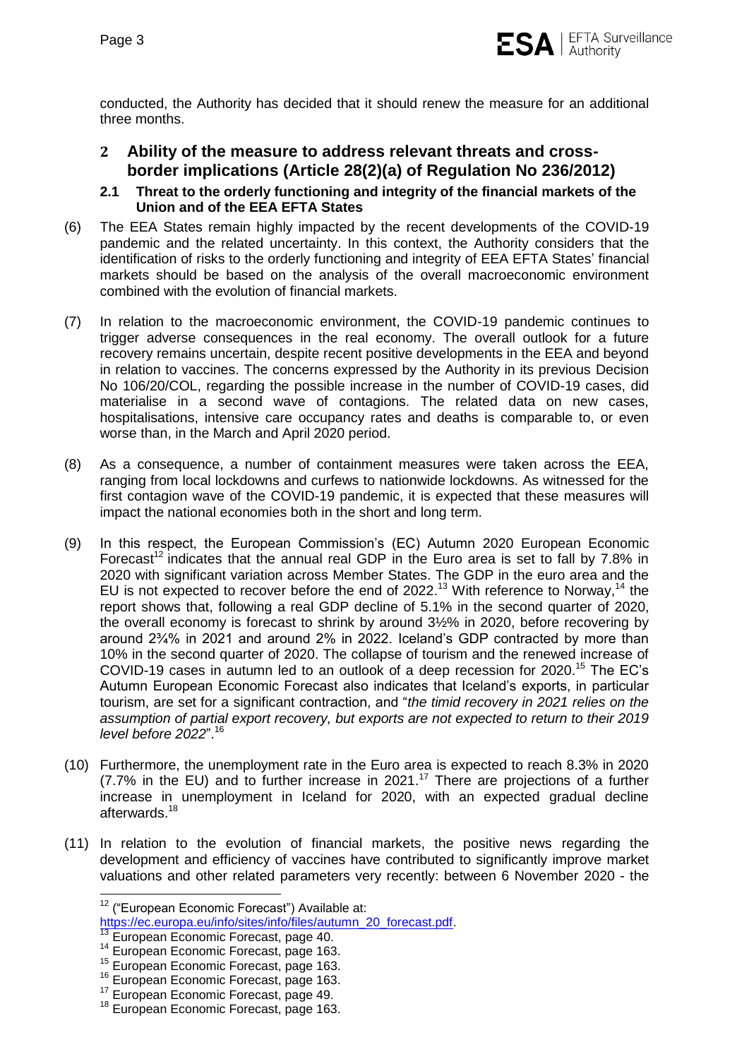conducted, the Authority has decided that it should renew the measure for an additional three months.

## 2 Ability of the measure to address relevant threats and cross-border implications (Article 28(2)(a) of Regulation No 236/2012)

### 2.1 Threat to the orderly functioning and integrity of the financial markets of the Union and of the EEA EFTA States

(6) The EEA States remain highly impacted by the recent developments of the COVID-19 pandemic and the related uncertainty. In this context, the Authority considers that the identification of risks to the orderly functioning and integrity of EEA EFTA States' financial markets should be based on the analysis of the overall macroeconomic environment combined with the evolution of financial markets.

(7) In relation to the macroeconomic environment, the COVID-19 pandemic continues to trigger adverse consequences in the real economy. The overall outlook for a future recovery remains uncertain, despite recent positive developments in the EEA and beyond in relation to vaccines. The concerns expressed by the Authority in its previous Decision No 106/20/COL, regarding the possible increase in the number of COVID-19 cases, did materialise in a second wave of contagions. The related data on new cases, hospitalisations, intensive care occupancy rates and deaths is comparable to, or even worse than, in the March and April 2020 period.

(8) As a consequence, a number of containment measures were taken across the EEA, ranging from local lockdowns and curfews to nationwide lockdowns. As witnessed for the first contagion wave of the COVID-19 pandemic, it is expected that these measures will impact the national economies both in the short and long term.

(9) In this respect, the European Commission's (EC) Autumn 2020 European Economic Forecast[12] indicates that the annual real GDP in the Euro area is set to fall by 7.8% in 2020 with significant variation across Member States. The GDP in the euro area and the EU is not expected to recover before the end of 2022.[13] With reference to Norway,[14] the report shows that, following a real GDP decline of 5.1% in the second quarter of 2020, the overall economy is forecast to shrink by around 3½% in 2020, before recovering by around 2¾% in 2021 and around 2% in 2022. Iceland's GDP contracted by more than 10% in the second quarter of 2020. The collapse of tourism and the renewed increase of COVID-19 cases in autumn led to an outlook of a deep recession for 2020.[15] The EC's Autumn European Economic Forecast also indicates that Iceland's exports, in particular tourism, are set for a significant contraction, and "*the timid recovery in 2021 relies on the assumption of partial export recovery, but exports are not expected to return to their 2019 level before 2022*".[16]

(10) Furthermore, the unemployment rate in the Euro area is expected to reach 8.3% in 2020 (7.7% in the EU) and to further increase in 2021.[17] There are projections of a further increase in unemployment in Iceland for 2020, with an expected gradual decline afterwards.[18]

(11) In relation to the evolution of financial markets, the positive news regarding the development and efficiency of vaccines have contributed to significantly improve market valuations and other related parameters very recently: between 6 November 2020 - the

---

[12] ("European Economic Forecast") Available at: https://ec.europa.eu/info/sites/info/files/autumn_20_forecast.pdf.

[13] European Economic Forecast, page 40.

[14] European Economic Forecast, page 163.

[15] European Economic Forecast, page 163.

[16] European Economic Forecast, page 163.

[17] European Economic Forecast, page 49.

[18] European Economic Forecast, page 163.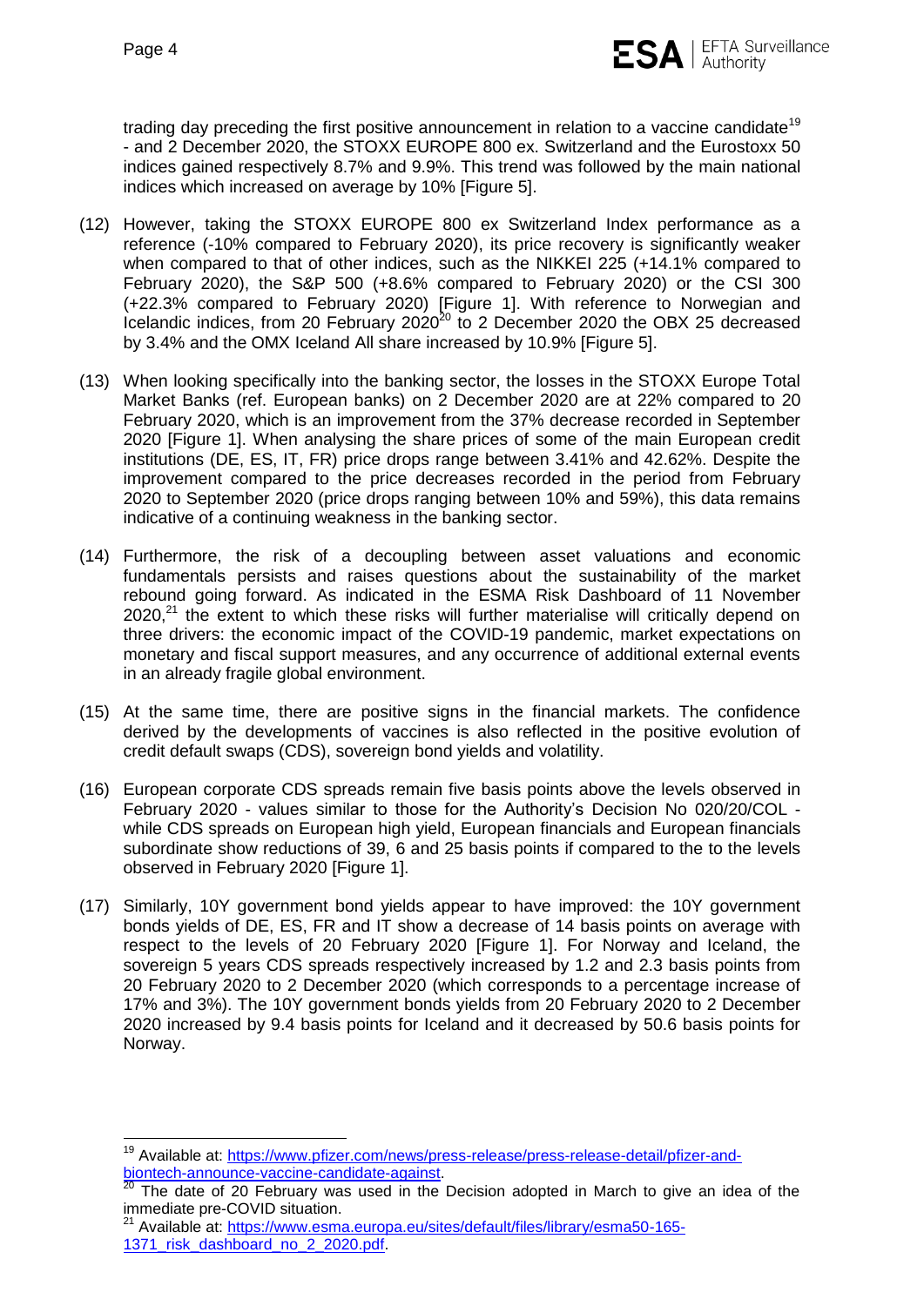trading day preceding the first positive announcement in relation to a vaccine candidate[19] - and 2 December 2020, the STOXX EUROPE 800 ex. Switzerland and the Eurostoxx 50 indices gained respectively 8.7% and 9.9%. This trend was followed by the main national indices which increased on average by 10% [Figure 5].

(12) However, taking the STOXX EUROPE 800 ex Switzerland Index performance as a reference (-10% compared to February 2020), its price recovery is significantly weaker when compared to that of other indices, such as the NIKKEI 225 (+14.1% compared to February 2020), the S&P 500 (+8.6% compared to February 2020) or the CSI 300 (+22.3% compared to February 2020) [Figure 1]. With reference to Norwegian and Icelandic indices, from 20 February 2020[20] to 2 December 2020 the OBX 25 decreased by 3.4% and the OMX Iceland All share increased by 10.9% [Figure 5].

(13) When looking specifically into the banking sector, the losses in the STOXX Europe Total Market Banks (ref. European banks) on 2 December 2020 are at 22% compared to 20 February 2020, which is an improvement from the 37% decrease recorded in September 2020 [Figure 1]. When analysing the share prices of some of the main European credit institutions (DE, ES, IT, FR) price drops range between 3.41% and 42.62%. Despite the improvement compared to the price decreases recorded in the period from February 2020 to September 2020 (price drops ranging between 10% and 59%), this data remains indicative of a continuing weakness in the banking sector.

(14) Furthermore, the risk of a decoupling between asset valuations and economic fundamentals persists and raises questions about the sustainability of the market rebound going forward. As indicated in the ESMA Risk Dashboard of 11 November 2020,[21] the extent to which these risks will further materialise will critically depend on three drivers: the economic impact of the COVID-19 pandemic, market expectations on monetary and fiscal support measures, and any occurrence of additional external events in an already fragile global environment.

(15) At the same time, there are positive signs in the financial markets. The confidence derived by the developments of vaccines is also reflected in the positive evolution of credit default swaps (CDS), sovereign bond yields and volatility.

(16) European corporate CDS spreads remain five basis points above the levels observed in February 2020 - values similar to those for the Authority's Decision No 020/20/COL - while CDS spreads on European high yield, European financials and European financials subordinate show reductions of 39, 6 and 25 basis points if compared to the to the levels observed in February 2020 [Figure 1].

(17) Similarly, 10Y government bond yields appear to have improved: the 10Y government bonds yields of DE, ES, FR and IT show a decrease of 14 basis points on average with respect to the levels of 20 February 2020 [Figure 1]. For Norway and Iceland, the sovereign 5 years CDS spreads respectively increased by 1.2 and 2.3 basis points from 20 February 2020 to 2 December 2020 (which corresponds to a percentage increase of 17% and 3%). The 10Y government bonds yields from 20 February 2020 to 2 December 2020 increased by 9.4 basis points for Iceland and it decreased by 50.6 basis points for Norway.

---

[19] Available at: https://www.pfizer.com/news/press-release/press-release-detail/pfizer-and-biontech-announce-vaccine-candidate-against.

[20] The date of 20 February was used in the Decision adopted in March to give an idea of the immediate pre-COVID situation.

[21] Available at: https://www.esma.europa.eu/sites/default/files/library/esma50-165-1371_risk_dashboard_no_2_2020.pdf.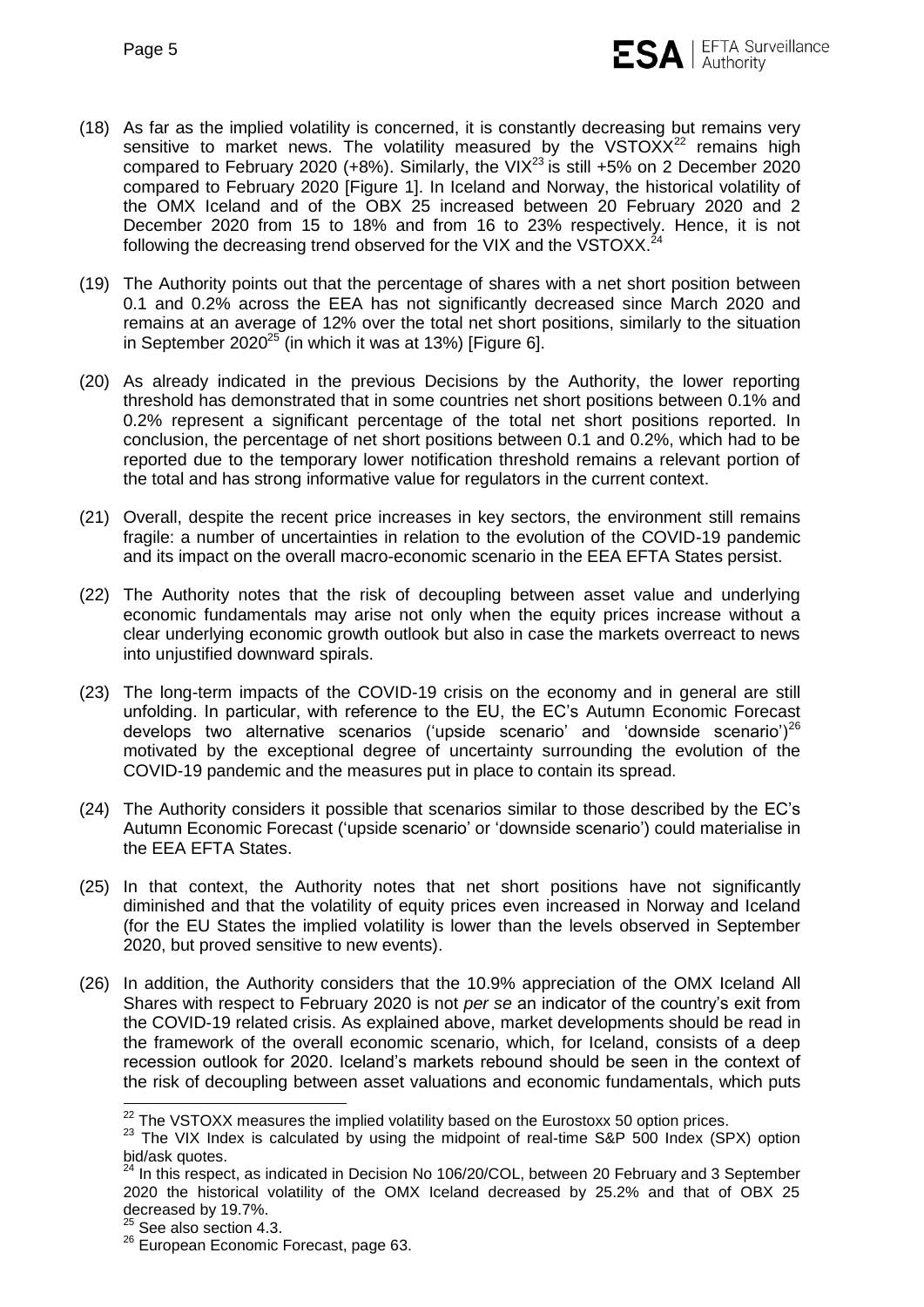(18) As far as the implied volatility is concerned, it is constantly decreasing but remains very sensitive to market news. The volatility measured by the VSTOXX[22] remains high compared to February 2020 (+8%). Similarly, the VIX[23] is still +5% on 2 December 2020 compared to February 2020 [Figure 1]. In Iceland and Norway, the historical volatility of the OMX Iceland and of the OBX 25 increased between 20 February 2020 and 2 December 2020 from 15 to 18% and from 16 to 23% respectively. Hence, it is not following the decreasing trend observed for the VIX and the VSTOXX.[24]

(19) The Authority points out that the percentage of shares with a net short position between 0.1 and 0.2% across the EEA has not significantly decreased since March 2020 and remains at an average of 12% over the total net short positions, similarly to the situation in September 2020[25] (in which it was at 13%) [Figure 6].

(20) As already indicated in the previous Decisions by the Authority, the lower reporting threshold has demonstrated that in some countries net short positions between 0.1% and 0.2% represent a significant percentage of the total net short positions reported. In conclusion, the percentage of net short positions between 0.1 and 0.2%, which had to be reported due to the temporary lower notification threshold remains a relevant portion of the total and has strong informative value for regulators in the current context.

(21) Overall, despite the recent price increases in key sectors, the environment still remains fragile: a number of uncertainties in relation to the evolution of the COVID-19 pandemic and its impact on the overall macro-economic scenario in the EEA EFTA States persist.

(22) The Authority notes that the risk of decoupling between asset value and underlying economic fundamentals may arise not only when the equity prices increase without a clear underlying economic growth outlook but also in case the markets overreact to news into unjustified downward spirals.

(23) The long-term impacts of the COVID-19 crisis on the economy and in general are still unfolding. In particular, with reference to the EU, the EC's Autumn Economic Forecast develops two alternative scenarios ('upside scenario' and 'downside scenario')[26] motivated by the exceptional degree of uncertainty surrounding the evolution of the COVID-19 pandemic and the measures put in place to contain its spread.

(24) The Authority considers it possible that scenarios similar to those described by the EC's Autumn Economic Forecast ('upside scenario' or 'downside scenario') could materialise in the EEA EFTA States.

(25) In that context, the Authority notes that net short positions have not significantly diminished and that the volatility of equity prices even increased in Norway and Iceland (for the EU States the implied volatility is lower than the levels observed in September 2020, but proved sensitive to new events).

(26) In addition, the Authority considers that the 10.9% appreciation of the OMX Iceland All Shares with respect to February 2020 is not *per se* an indicator of the country's exit from the COVID-19 related crisis. As explained above, market developments should be read in the framework of the overall economic scenario, which, for Iceland, consists of a deep recession outlook for 2020. Iceland's markets rebound should be seen in the context of the risk of decoupling between asset valuations and economic fundamentals, which puts

---

[22] The VSTOXX measures the implied volatility based on the Eurostoxx 50 option prices.

[23] The VIX Index is calculated by using the midpoint of real-time S&P 500 Index (SPX) option bid/ask quotes.

[24] In this respect, as indicated in Decision No 106/20/COL, between 20 February and 3 September 2020 the historical volatility of the OMX Iceland decreased by 25.2% and that of OBX 25 decreased by 19.7%.

[25] See also section 4.3.

[26] European Economic Forecast, page 63.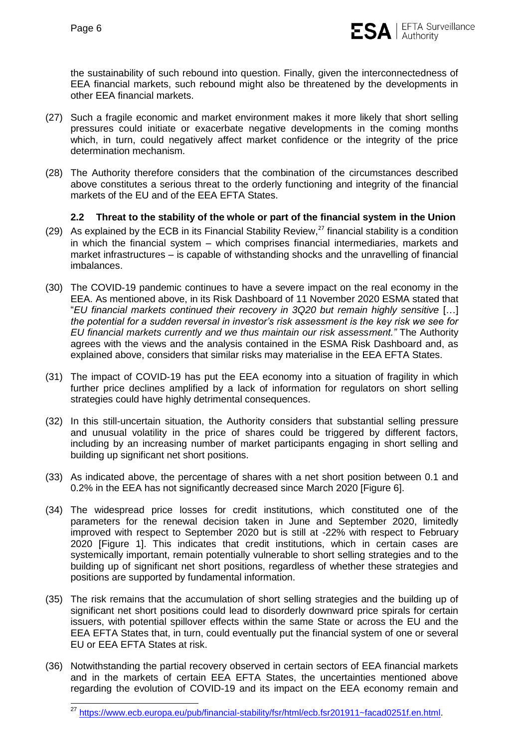the sustainability of such rebound into question. Finally, given the interconnectedness of EEA financial markets, such rebound might also be threatened by the developments in other EEA financial markets.

(27) Such a fragile economic and market environment makes it more likely that short selling pressures could initiate or exacerbate negative developments in the coming months which, in turn, could negatively affect market confidence or the integrity of the price determination mechanism.

(28) The Authority therefore considers that the combination of the circumstances described above constitutes a serious threat to the orderly functioning and integrity of the financial markets of the EU and of the EEA EFTA States.

### 2.2 Threat to the stability of the whole or part of the financial system in the Union

(29) As explained by the ECB in its Financial Stability Review,[27] financial stability is a condition in which the financial system – which comprises financial intermediaries, markets and market infrastructures – is capable of withstanding shocks and the unravelling of financial imbalances.

(30) The COVID-19 pandemic continues to have a severe impact on the real economy in the EEA. As mentioned above, in its Risk Dashboard of 11 November 2020 ESMA stated that "*EU financial markets continued their recovery in 3Q20 but remain highly sensitive* […] *the potential for a sudden reversal in investor's risk assessment is the key risk we see for EU financial markets currently and we thus maintain our risk assessment."* The Authority agrees with the views and the analysis contained in the ESMA Risk Dashboard and, as explained above, considers that similar risks may materialise in the EEA EFTA States.

(31) The impact of COVID-19 has put the EEA economy into a situation of fragility in which further price declines amplified by a lack of information for regulators on short selling strategies could have highly detrimental consequences.

(32) In this still-uncertain situation, the Authority considers that substantial selling pressure and unusual volatility in the price of shares could be triggered by different factors, including by an increasing number of market participants engaging in short selling and building up significant net short positions.

(33) As indicated above, the percentage of shares with a net short position between 0.1 and 0.2% in the EEA has not significantly decreased since March 2020 [Figure 6].

(34) The widespread price losses for credit institutions, which constituted one of the parameters for the renewal decision taken in June and September 2020, limitedly improved with respect to September 2020 but is still at -22% with respect to February 2020 [Figure 1]. This indicates that credit institutions, which in certain cases are systemically important, remain potentially vulnerable to short selling strategies and to the building up of significant net short positions, regardless of whether these strategies and positions are supported by fundamental information.

(35) The risk remains that the accumulation of short selling strategies and the building up of significant net short positions could lead to disorderly downward price spirals for certain issuers, with potential spillover effects within the same State or across the EU and the EEA EFTA States that, in turn, could eventually put the financial system of one or several EU or EEA EFTA States at risk.

(36) Notwithstanding the partial recovery observed in certain sectors of EEA financial markets and in the markets of certain EEA EFTA States, the uncertainties mentioned above regarding the evolution of COVID-19 and its impact on the EEA economy remain and

---

[27] https://www.ecb.europa.eu/pub/financial-stability/fsr/html/ecb.fsr201911~facad0251f.en.html.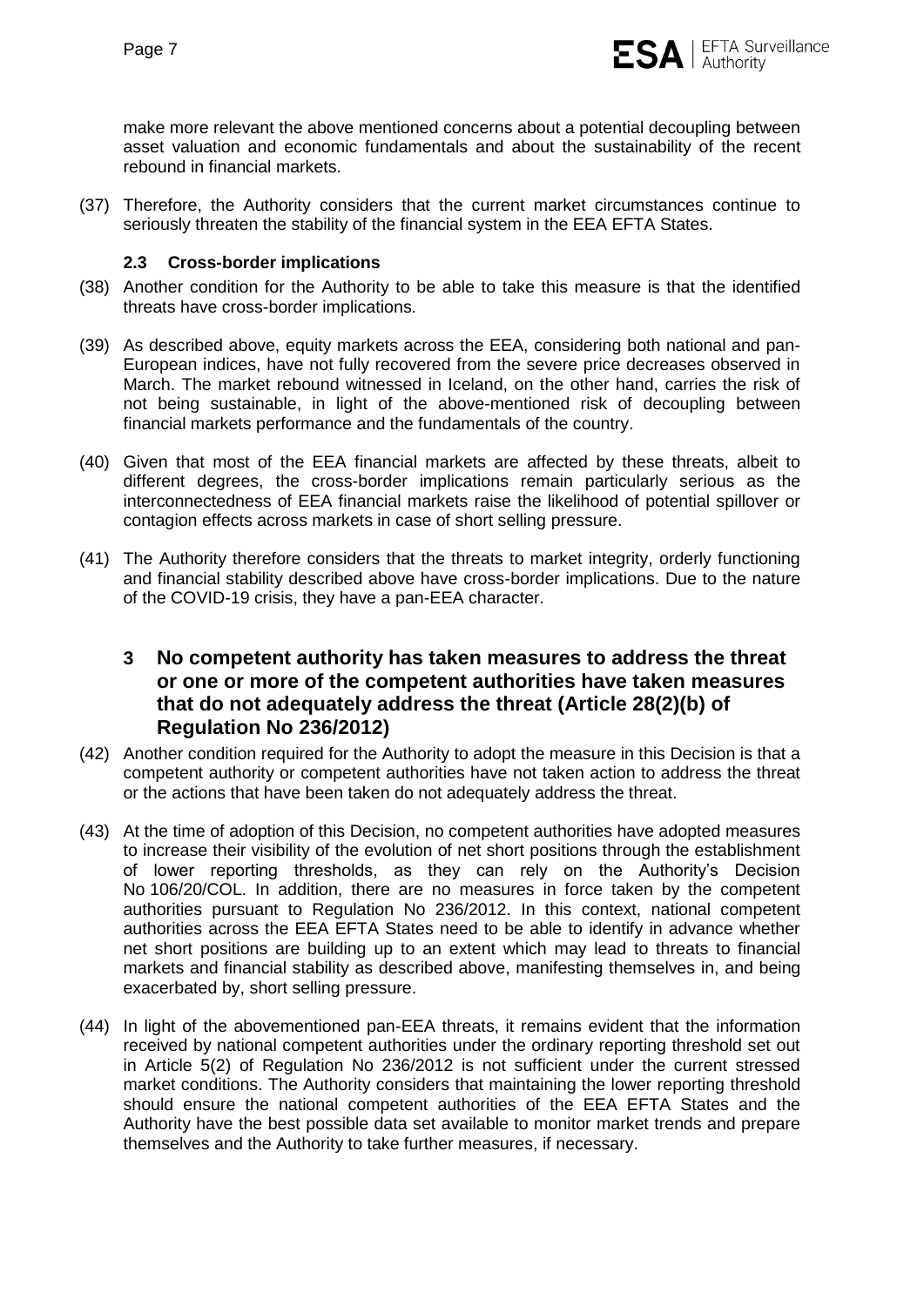make more relevant the above mentioned concerns about a potential decoupling between asset valuation and economic fundamentals and about the sustainability of the recent rebound in financial markets.

(37) Therefore, the Authority considers that the current market circumstances continue to seriously threaten the stability of the financial system in the EEA EFTA States.

### 2.3 Cross-border implications

(38) Another condition for the Authority to be able to take this measure is that the identified threats have cross-border implications.

(39) As described above, equity markets across the EEA, considering both national and pan-European indices, have not fully recovered from the severe price decreases observed in March. The market rebound witnessed in Iceland, on the other hand, carries the risk of not being sustainable, in light of the above-mentioned risk of decoupling between financial markets performance and the fundamentals of the country.

(40) Given that most of the EEA financial markets are affected by these threats, albeit to different degrees, the cross-border implications remain particularly serious as the interconnectedness of EEA financial markets raise the likelihood of potential spillover or contagion effects across markets in case of short selling pressure.

(41) The Authority therefore considers that the threats to market integrity, orderly functioning and financial stability described above have cross-border implications. Due to the nature of the COVID-19 crisis, they have a pan-EEA character.

## 3 No competent authority has taken measures to address the threat or one or more of the competent authorities have taken measures that do not adequately address the threat (Article 28(2)(b) of Regulation No 236/2012)

(42) Another condition required for the Authority to adopt the measure in this Decision is that a competent authority or competent authorities have not taken action to address the threat or the actions that have been taken do not adequately address the threat.

(43) At the time of adoption of this Decision, no competent authorities have adopted measures to increase their visibility of the evolution of net short positions through the establishment of lower reporting thresholds, as they can rely on the Authority's Decision No 106/20/COL. In addition, there are no measures in force taken by the competent authorities pursuant to Regulation No 236/2012. In this context, national competent authorities across the EEA EFTA States need to be able to identify in advance whether net short positions are building up to an extent which may lead to threats to financial markets and financial stability as described above, manifesting themselves in, and being exacerbated by, short selling pressure.

(44) In light of the abovementioned pan-EEA threats, it remains evident that the information received by national competent authorities under the ordinary reporting threshold set out in Article 5(2) of Regulation No 236/2012 is not sufficient under the current stressed market conditions. The Authority considers that maintaining the lower reporting threshold should ensure the national competent authorities of the EEA EFTA States and the Authority have the best possible data set available to monitor market trends and prepare themselves and the Authority to take further measures, if necessary.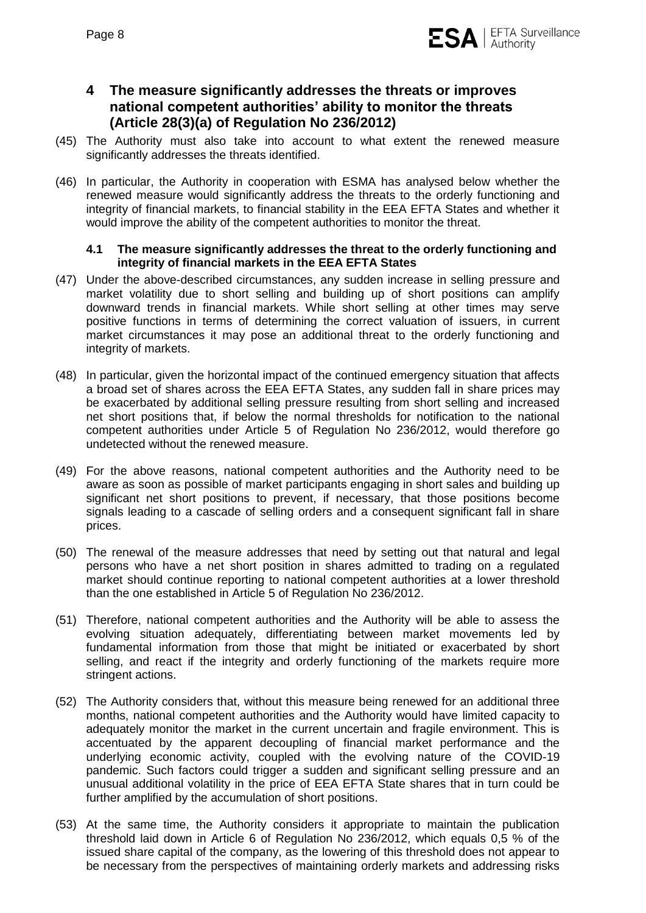## 4 The measure significantly addresses the threats or improves national competent authorities' ability to monitor the threats (Article 28(3)(a) of Regulation No 236/2012)

(45) The Authority must also take into account to what extent the renewed measure significantly addresses the threats identified.

(46) In particular, the Authority in cooperation with ESMA has analysed below whether the renewed measure would significantly address the threats to the orderly functioning and integrity of financial markets, to financial stability in the EEA EFTA States and whether it would improve the ability of the competent authorities to monitor the threat.

### 4.1 The measure significantly addresses the threat to the orderly functioning and integrity of financial markets in the EEA EFTA States

(47) Under the above-described circumstances, any sudden increase in selling pressure and market volatility due to short selling and building up of short positions can amplify downward trends in financial markets. While short selling at other times may serve positive functions in terms of determining the correct valuation of issuers, in current market circumstances it may pose an additional threat to the orderly functioning and integrity of markets.

(48) In particular, given the horizontal impact of the continued emergency situation that affects a broad set of shares across the EEA EFTA States, any sudden fall in share prices may be exacerbated by additional selling pressure resulting from short selling and increased net short positions that, if below the normal thresholds for notification to the national competent authorities under Article 5 of Regulation No 236/2012, would therefore go undetected without the renewed measure.

(49) For the above reasons, national competent authorities and the Authority need to be aware as soon as possible of market participants engaging in short sales and building up significant net short positions to prevent, if necessary, that those positions become signals leading to a cascade of selling orders and a consequent significant fall in share prices.

(50) The renewal of the measure addresses that need by setting out that natural and legal persons who have a net short position in shares admitted to trading on a regulated market should continue reporting to national competent authorities at a lower threshold than the one established in Article 5 of Regulation No 236/2012.

(51) Therefore, national competent authorities and the Authority will be able to assess the evolving situation adequately, differentiating between market movements led by fundamental information from those that might be initiated or exacerbated by short selling, and react if the integrity and orderly functioning of the markets require more stringent actions.

(52) The Authority considers that, without this measure being renewed for an additional three months, national competent authorities and the Authority would have limited capacity to adequately monitor the market in the current uncertain and fragile environment. This is accentuated by the apparent decoupling of financial market performance and the underlying economic activity, coupled with the evolving nature of the COVID-19 pandemic. Such factors could trigger a sudden and significant selling pressure and an unusual additional volatility in the price of EEA EFTA State shares that in turn could be further amplified by the accumulation of short positions.

(53) At the same time, the Authority considers it appropriate to maintain the publication threshold laid down in Article 6 of Regulation No 236/2012, which equals 0,5 % of the issued share capital of the company, as the lowering of this threshold does not appear to be necessary from the perspectives of maintaining orderly markets and addressing risks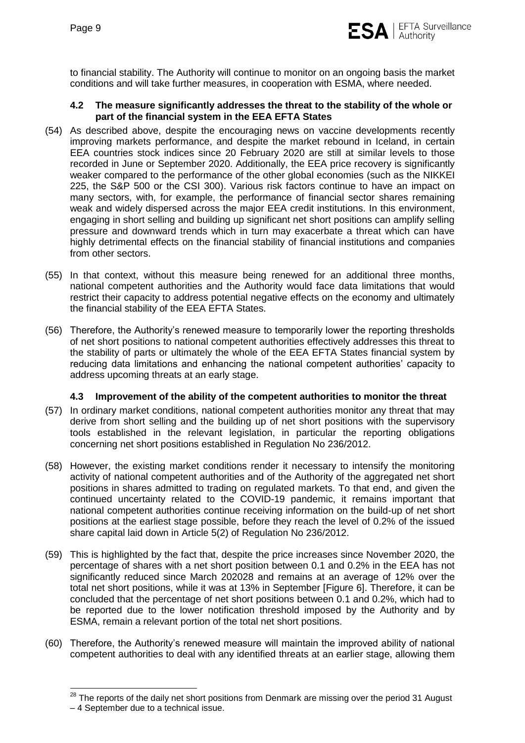to financial stability. The Authority will continue to monitor on an ongoing basis the market conditions and will take further measures, in cooperation with ESMA, where needed.

### 4.2 The measure significantly addresses the threat to the stability of the whole or part of the financial system in the EEA EFTA States

(54) As described above, despite the encouraging news on vaccine developments recently improving markets performance, and despite the market rebound in Iceland, in certain EEA countries stock indices since 20 February 2020 are still at similar levels to those recorded in June or September 2020. Additionally, the EEA price recovery is significantly weaker compared to the performance of the other global economies (such as the NIKKEI 225, the S&P 500 or the CSI 300). Various risk factors continue to have an impact on many sectors, with, for example, the performance of financial sector shares remaining weak and widely dispersed across the major EEA credit institutions. In this environment, engaging in short selling and building up significant net short positions can amplify selling pressure and downward trends which in turn may exacerbate a threat which can have highly detrimental effects on the financial stability of financial institutions and companies from other sectors.

(55) In that context, without this measure being renewed for an additional three months, national competent authorities and the Authority would face data limitations that would restrict their capacity to address potential negative effects on the economy and ultimately the financial stability of the EEA EFTA States.

(56) Therefore, the Authority's renewed measure to temporarily lower the reporting thresholds of net short positions to national competent authorities effectively addresses this threat to the stability of parts or ultimately the whole of the EEA EFTA States financial system by reducing data limitations and enhancing the national competent authorities' capacity to address upcoming threats at an early stage.

### 4.3 Improvement of the ability of the competent authorities to monitor the threat

(57) In ordinary market conditions, national competent authorities monitor any threat that may derive from short selling and the building up of net short positions with the supervisory tools established in the relevant legislation, in particular the reporting obligations concerning net short positions established in Regulation No 236/2012.

(58) However, the existing market conditions render it necessary to intensify the monitoring activity of national competent authorities and of the Authority of the aggregated net short positions in shares admitted to trading on regulated markets. To that end, and given the continued uncertainty related to the COVID-19 pandemic, it remains important that national competent authorities continue receiving information on the build-up of net short positions at the earliest stage possible, before they reach the level of 0.2% of the issued share capital laid down in Article 5(2) of Regulation No 236/2012.

(59) This is highlighted by the fact that, despite the price increases since November 2020, the percentage of shares with a net short position between 0.1 and 0.2% in the EEA has not significantly reduced since March 2020[28] and remains at an average of 12% over the total net short positions, while it was at 13% in September [Figure 6]. Therefore, it can be concluded that the percentage of net short positions between 0.1 and 0.2%, which had to be reported due to the lower notification threshold imposed by the Authority and by ESMA, remain a relevant portion of the total net short positions.

(60) Therefore, the Authority's renewed measure will maintain the improved ability of national competent authorities to deal with any identified threats at an earlier stage, allowing them

[28] The reports of the daily net short positions from Denmark are missing over the period 31 August – 4 September due to a technical issue.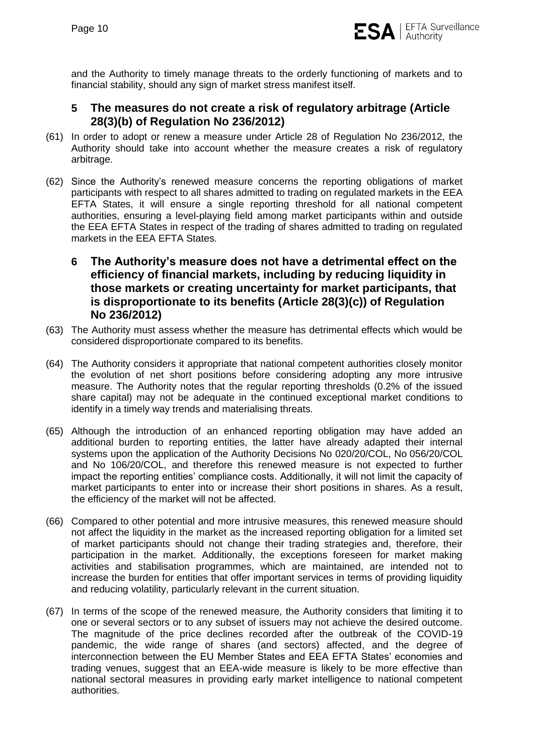and the Authority to timely manage threats to the orderly functioning of markets and to financial stability, should any sign of market stress manifest itself.

## 5 The measures do not create a risk of regulatory arbitrage (Article 28(3)(b) of Regulation No 236/2012)

(61) In order to adopt or renew a measure under Article 28 of Regulation No 236/2012, the Authority should take into account whether the measure creates a risk of regulatory arbitrage.

(62) Since the Authority's renewed measure concerns the reporting obligations of market participants with respect to all shares admitted to trading on regulated markets in the EEA EFTA States, it will ensure a single reporting threshold for all national competent authorities, ensuring a level-playing field among market participants within and outside the EEA EFTA States in respect of the trading of shares admitted to trading on regulated markets in the EEA EFTA States.

## 6 The Authority's measure does not have a detrimental effect on the efficiency of financial markets, including by reducing liquidity in those markets or creating uncertainty for market participants, that is disproportionate to its benefits (Article 28(3)(c)) of Regulation No 236/2012)

(63) The Authority must assess whether the measure has detrimental effects which would be considered disproportionate compared to its benefits.

(64) The Authority considers it appropriate that national competent authorities closely monitor the evolution of net short positions before considering adopting any more intrusive measure. The Authority notes that the regular reporting thresholds (0.2% of the issued share capital) may not be adequate in the continued exceptional market conditions to identify in a timely way trends and materialising threats.

(65) Although the introduction of an enhanced reporting obligation may have added an additional burden to reporting entities, the latter have already adapted their internal systems upon the application of the Authority Decisions No 020/20/COL, No 056/20/COL and No 106/20/COL, and therefore this renewed measure is not expected to further impact the reporting entities' compliance costs. Additionally, it will not limit the capacity of market participants to enter into or increase their short positions in shares. As a result, the efficiency of the market will not be affected.

(66) Compared to other potential and more intrusive measures, this renewed measure should not affect the liquidity in the market as the increased reporting obligation for a limited set of market participants should not change their trading strategies and, therefore, their participation in the market. Additionally, the exceptions foreseen for market making activities and stabilisation programmes, which are maintained, are intended not to increase the burden for entities that offer important services in terms of providing liquidity and reducing volatility, particularly relevant in the current situation.

(67) In terms of the scope of the renewed measure, the Authority considers that limiting it to one or several sectors or to any subset of issuers may not achieve the desired outcome. The magnitude of the price declines recorded after the outbreak of the COVID-19 pandemic, the wide range of shares (and sectors) affected, and the degree of interconnection between the EU Member States and EEA EFTA States' economies and trading venues, suggest that an EEA-wide measure is likely to be more effective than national sectoral measures in providing early market intelligence to national competent authorities.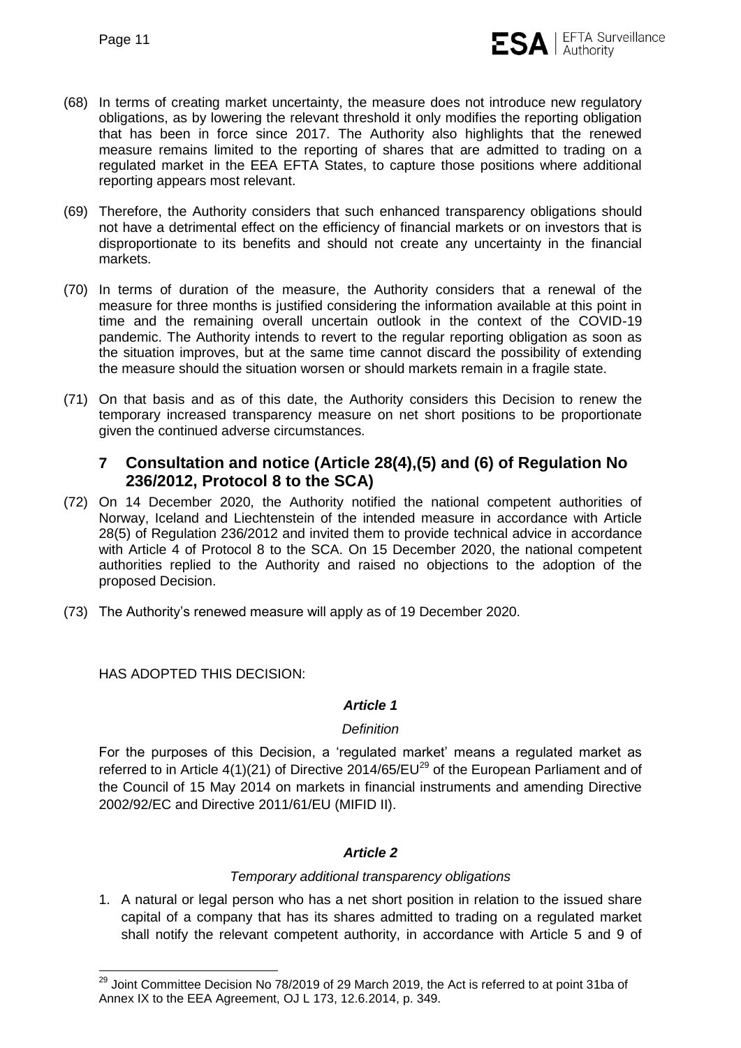(68) In terms of creating market uncertainty, the measure does not introduce new regulatory obligations, as by lowering the relevant threshold it only modifies the reporting obligation that has been in force since 2017. The Authority also highlights that the renewed measure remains limited to the reporting of shares that are admitted to trading on a regulated market in the EEA EFTA States, to capture those positions where additional reporting appears most relevant.

(69) Therefore, the Authority considers that such enhanced transparency obligations should not have a detrimental effect on the efficiency of financial markets or on investors that is disproportionate to its benefits and should not create any uncertainty in the financial markets.

(70) In terms of duration of the measure, the Authority considers that a renewal of the measure for three months is justified considering the information available at this point in time and the remaining overall uncertain outlook in the context of the COVID-19 pandemic. The Authority intends to revert to the regular reporting obligation as soon as the situation improves, but at the same time cannot discard the possibility of extending the measure should the situation worsen or should markets remain in a fragile state.

(71) On that basis and as of this date, the Authority considers this Decision to renew the temporary increased transparency measure on net short positions to be proportionate given the continued adverse circumstances.

## 7 Consultation and notice (Article 28(4),(5) and (6) of Regulation No 236/2012, Protocol 8 to the SCA)

(72) On 14 December 2020, the Authority notified the national competent authorities of Norway, Iceland and Liechtenstein of the intended measure in accordance with Article 28(5) of Regulation 236/2012 and invited them to provide technical advice in accordance with Article 4 of Protocol 8 to the SCA. On 15 December 2020, the national competent authorities replied to the Authority and raised no objections to the adoption of the proposed Decision.

(73) The Authority's renewed measure will apply as of 19 December 2020.

HAS ADOPTED THIS DECISION:

### *Article 1*

*Definition*

For the purposes of this Decision, a 'regulated market' means a regulated market as referred to in Article 4(1)(21) of Directive 2014/65/EU[29] of the European Parliament and of the Council of 15 May 2014 on markets in financial instruments and amending Directive 2002/92/EC and Directive 2011/61/EU (MIFID II).

### *Article 2*

*Temporary additional transparency obligations*

1. A natural or legal person who has a net short position in relation to the issued share capital of a company that has its shares admitted to trading on a regulated market shall notify the relevant competent authority, in accordance with Article 5 and 9 of

---

[29] Joint Committee Decision No 78/2019 of 29 March 2019, the Act is referred to at point 31ba of Annex IX to the EEA Agreement, OJ L 173, 12.6.2014, p. 349.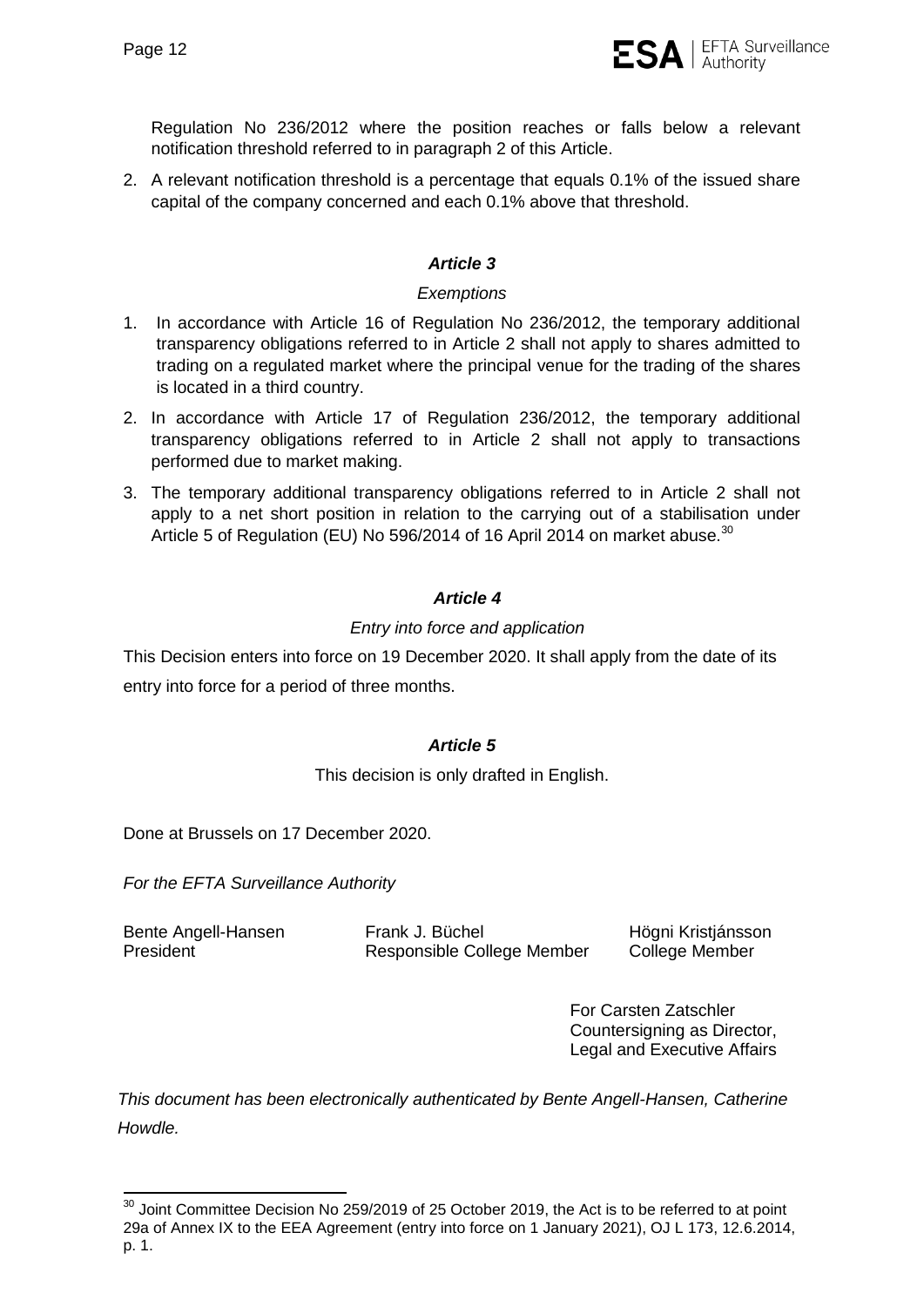Regulation No 236/2012 where the position reaches or falls below a relevant notification threshold referred to in paragraph 2 of this Article.

2. A relevant notification threshold is a percentage that equals 0.1% of the issued share capital of the company concerned and each 0.1% above that threshold.

### *Article 3*

*Exemptions*

1. In accordance with Article 16 of Regulation No 236/2012, the temporary additional transparency obligations referred to in Article 2 shall not apply to shares admitted to trading on a regulated market where the principal venue for the trading of the shares is located in a third country.
2. In accordance with Article 17 of Regulation 236/2012, the temporary additional transparency obligations referred to in Article 2 shall not apply to transactions performed due to market making.
3. The temporary additional transparency obligations referred to in Article 2 shall not apply to a net short position in relation to the carrying out of a stabilisation under Article 5 of Regulation (EU) No 596/2014 of 16 April 2014 on market abuse.[30]

### *Article 4*

*Entry into force and application*

This Decision enters into force on 19 December 2020. It shall apply from the date of its entry into force for a period of three months.

### *Article 5*

This decision is only drafted in English.

Done at Brussels on 17 December 2020.

*For the EFTA Surveillance Authority*

| | | |
|---|---|---|
| Bente Angell-Hansen<br>President | Frank J. Büchel<br>Responsible College Member | Högni Kristjánsson<br>College Member |

For Carsten Zatschler
Countersigning as Director,
Legal and Executive Affairs

*This document has been electronically authenticated by Bente Angell-Hansen, Catherine Howdle.*

---

[30] Joint Committee Decision No 259/2019 of 25 October 2019, the Act is to be referred to at point 29a of Annex IX to the EEA Agreement (entry into force on 1 January 2021), OJ L 173, 12.6.2014, p. 1.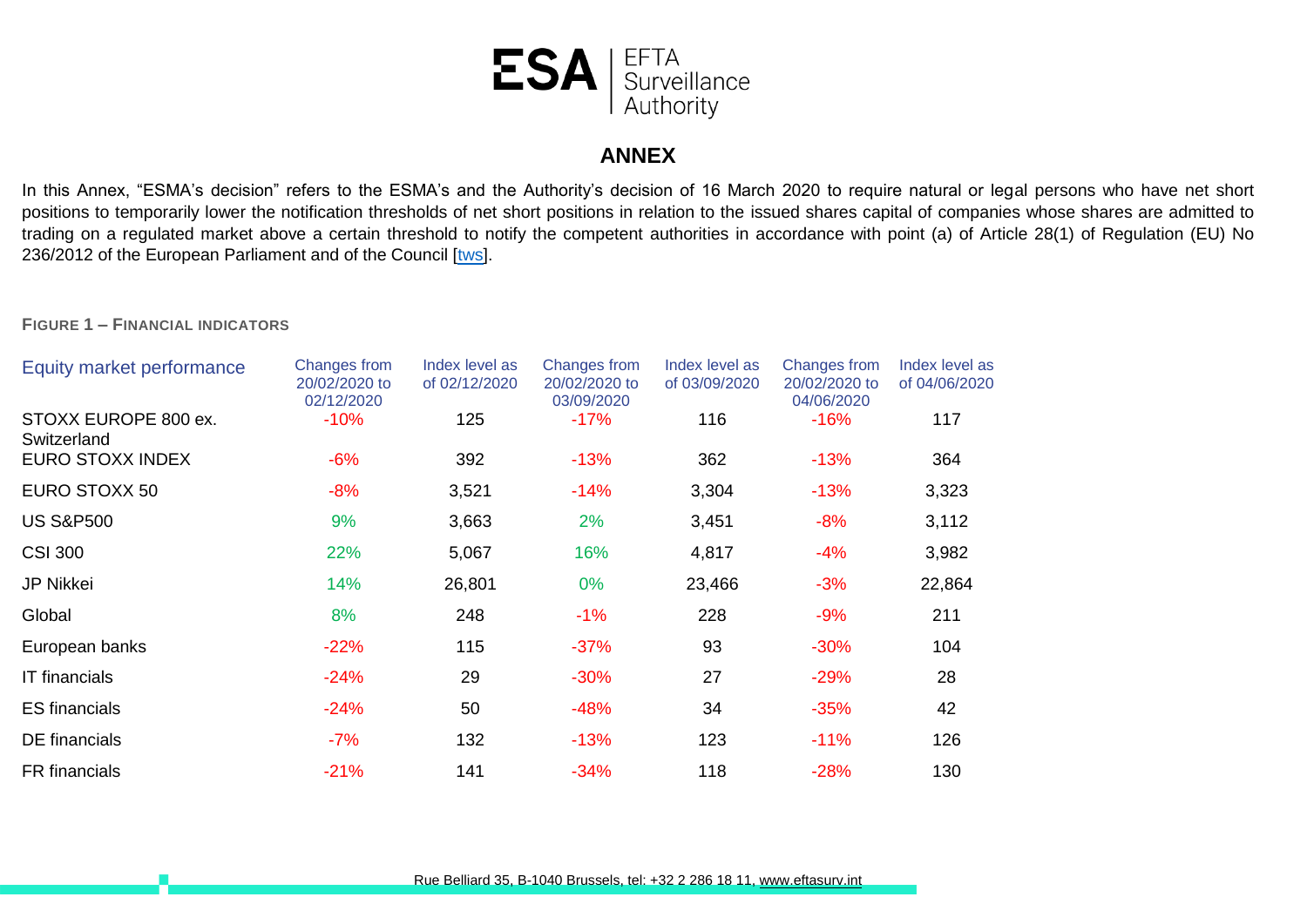## ANNEX

In this Annex, "ESMA's decision" refers to the ESMA's and the Authority's decision of 16 March 2020 to require natural or legal persons who have net short positions to temporarily lower the notification thresholds of net short positions in relation to the issued shares capital of companies whose shares are admitted to trading on a regulated market above a certain threshold to notify the competent authorities in accordance with point (a) of Article 28(1) of Regulation (EU) No 236/2012 of the European Parliament and of the Council [tws].

**FIGURE 1 – FINANCIAL INDICATORS**

| Equity market performance | Changes from 20/02/2020 to 02/12/2020 | Index level as of 02/12/2020 | Changes from 20/02/2020 to 03/09/2020 | Index level as of 03/09/2020 | Changes from 20/02/2020 to 04/06/2020 | Index level as of 04/06/2020 |
|---|---|---|---|---|---|---|
| STOXX EUROPE 800 ex. Switzerland | -10% | 125 | -17% | 116 | -16% | 117 |
| EURO STOXX INDEX | -6% | 392 | -13% | 362 | -13% | 364 |
| EURO STOXX 50 | -8% | 3,521 | -14% | 3,304 | -13% | 3,323 |
| US S&P500 | 9% | 3,663 | 2% | 3,451 | -8% | 3,112 |
| CSI 300 | 22% | 5,067 | 16% | 4,817 | -4% | 3,982 |
| JP Nikkei | 14% | 26,801 | 0% | 23,466 | -3% | 22,864 |
| Global | 8% | 248 | -1% | 228 | -9% | 211 |
| European banks | -22% | 115 | -37% | 93 | -30% | 104 |
| IT financials | -24% | 29 | -30% | 27 | -29% | 28 |
| ES financials | -24% | 50 | -48% | 34 | -35% | 42 |
| DE financials | -7% | 132 | -13% | 123 | -11% | 126 |
| FR financials | -21% | 141 | -34% | 118 | -28% | 130 |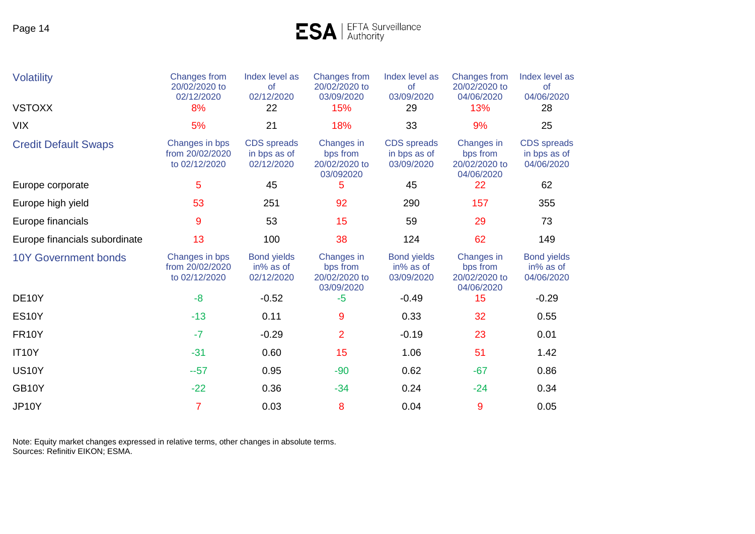| Volatility | Changes from 20/02/2020 to 02/12/2020 | Index level as of 02/12/2020 | Changes from 20/02/2020 to 03/09/2020 | Index level as of 03/09/2020 | Changes from 20/02/2020 to 04/06/2020 | Index level as of 04/06/2020 |
|---|---|---|---|---|---|---|
| VSTOXX | 8% | 22 | 15% | 29 | 13% | 28 |
| VIX | 5% | 21 | 18% | 33 | 9% | 25 |
| **Credit Default Swaps** | **Changes in bps from 20/02/2020 to 02/12/2020** | **CDS spreads in bps as of 02/12/2020** | **Changes in bps from 20/02/2020 to 03/092020** | **CDS spreads in bps as of 03/09/2020** | **Changes in bps from 20/02/2020 to 04/06/2020** | **CDS spreads in bps as of 04/06/2020** |
| Europe corporate | 5 | 45 | 5 | 45 | 22 | 62 |
| Europe high yield | 53 | 251 | 92 | 290 | 157 | 355 |
| Europe financials | 9 | 53 | 15 | 59 | 29 | 73 |
| Europe financials subordinate | 13 | 100 | 38 | 124 | 62 | 149 |
| **10Y Government bonds** | **Changes in bps from 20/02/2020 to 02/12/2020** | **Bond yields in% as of 02/12/2020** | **Changes in bps from 20/02/2020 to 03/09/2020** | **Bond yields in% as of 03/09/2020** | **Changes in bps from 20/02/2020 to 04/06/2020** | **Bond yields in% as of 04/06/2020** |
| DE10Y | -8 | -0.52 | -5 | -0.49 | 15 | -0.29 |
| ES10Y | -13 | 0.11 | 9 | 0.33 | 32 | 0.55 |
| FR10Y | -7 | -0.29 | 2 | -0.19 | 23 | 0.01 |
| IT10Y | -31 | 0.60 | 15 | 1.06 | 51 | 1.42 |
| US10Y | --57 | 0.95 | -90 | 0.62 | -67 | 0.86 |
| GB10Y | -22 | 0.36 | -34 | 0.24 | -24 | 0.34 |
| JP10Y | 7 | 0.03 | 8 | 0.04 | 9 | 0.05 |

Note: Equity market changes expressed in relative terms, other changes in absolute terms.
Sources: Refinitiv EIKON; ESMA.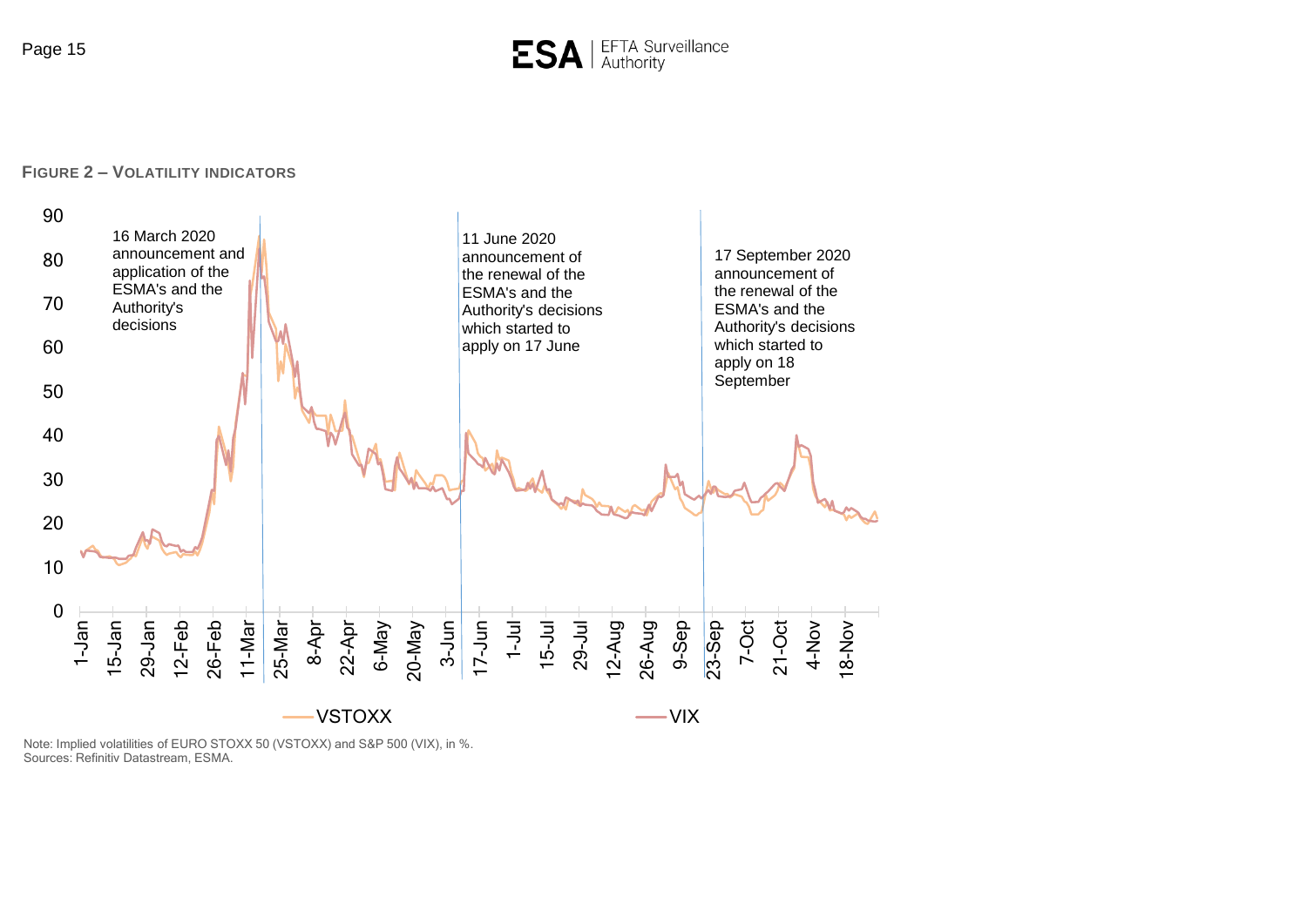**FIGURE 2 – VOLATILITY INDICATORS**

16 March 2020 announcement and application of the ESMA's and the Authority's decisions

11 June 2020 announcement of the renewal of the ESMA's and the Authority's decisions which started to apply on 17 June

17 September 2020 announcement of the renewal of the ESMA's and the Authority's decisions which started to apply on 18 September

VSTOXX — VIX

Note: Implied volatilities of EURO STOXX 50 (VSTOXX) and S&P 500 (VIX), in %.
Sources: Refinitiv Datastream, ESMA.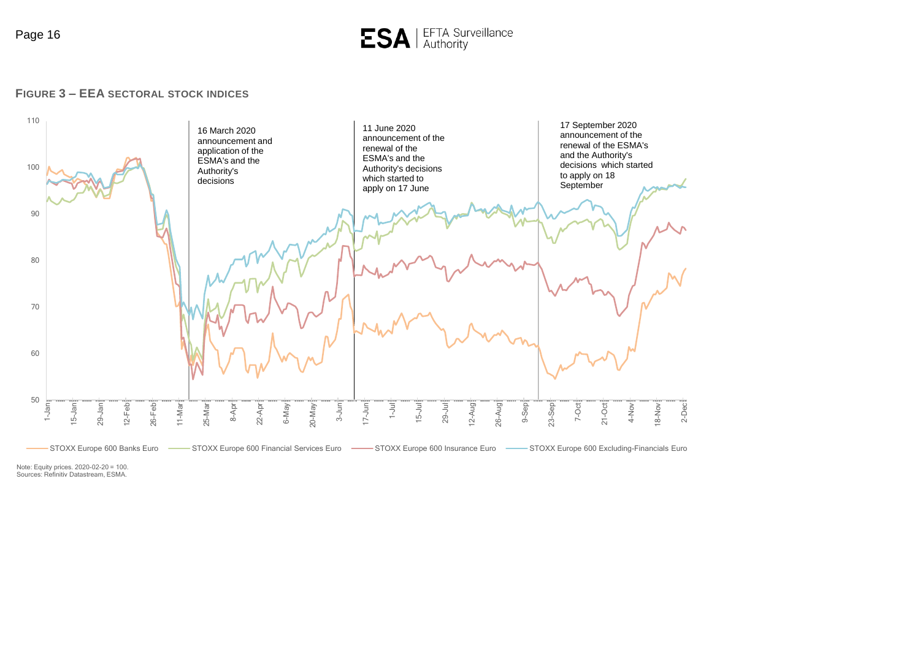**FIGURE 3 – EEA SECTORAL STOCK INDICES**

Note: Equity prices. 2020-02-20 = 100.
Sources: Refinitiv Datastream, ESMA.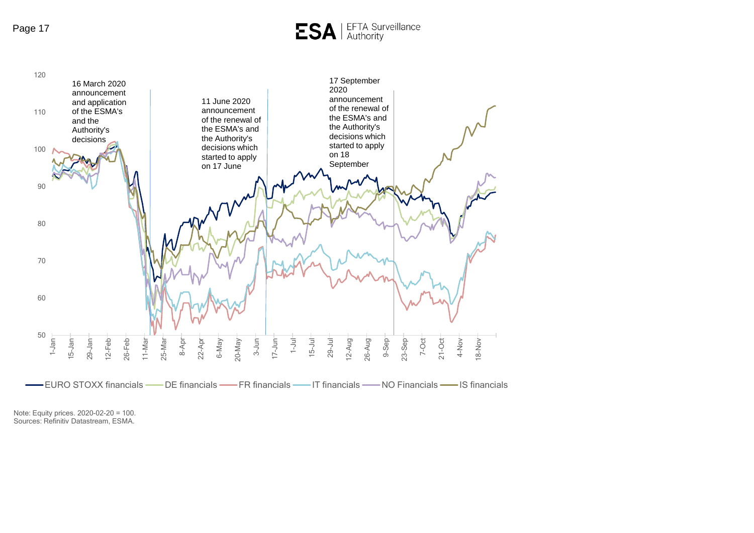120

16 March 2020 announcement and application of the ESMA's and the Authority's decisions

11 June 2020 announcement of the renewal of the ESMA's and the Authority's decisions which started to apply on 17 June

17 September 2020 announcement of the renewal of the ESMA's and the Authority's decisions which started to apply on 18 September

110, 100, 90, 80, 70, 60, 50

1-Jan, 15-Jan, 29-Jan, 12-Feb, 26-Feb, 11-Mar, 25-Mar, 8-Apr, 22-Apr, 6-May, 20-May, 3-Jun, 17-Jun, 1-Jul, 15-Jul, 29-Jul, 12-Aug, 26-Aug, 9-Sep, 23-Sep, 7-Oct, 21-Oct, 4-Nov, 18-Nov

EURO STOXX financials — DE financials — FR financials — IT financials — NO Financials — IS financials

Note: Equity prices. 2020-02-20 = 100.
Sources: Refinitiv Datastream, ESMA.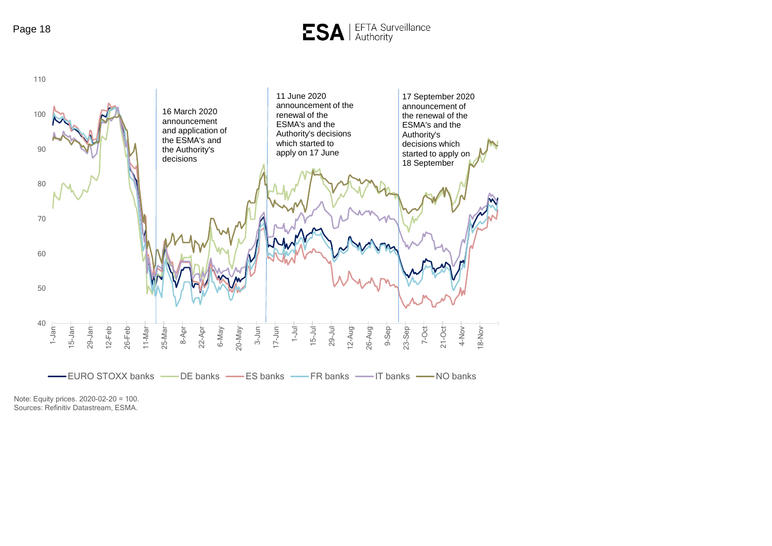16 March 2020 announcement and application of the ESMA's and the Authority's decisions

11 June 2020 announcement of the renewal of the ESMA's and the Authority's decisions which started to apply on 17 June

17 September 2020 announcement of the renewal of the ESMA's and the Authority's decisions which started to apply on 18 September

EURO STOXX banks | DE banks | ES banks | FR banks | IT banks | NO banks

Note: Equity prices. 2020-02-20 = 100.
Sources: Refinitiv Datastream, ESMA.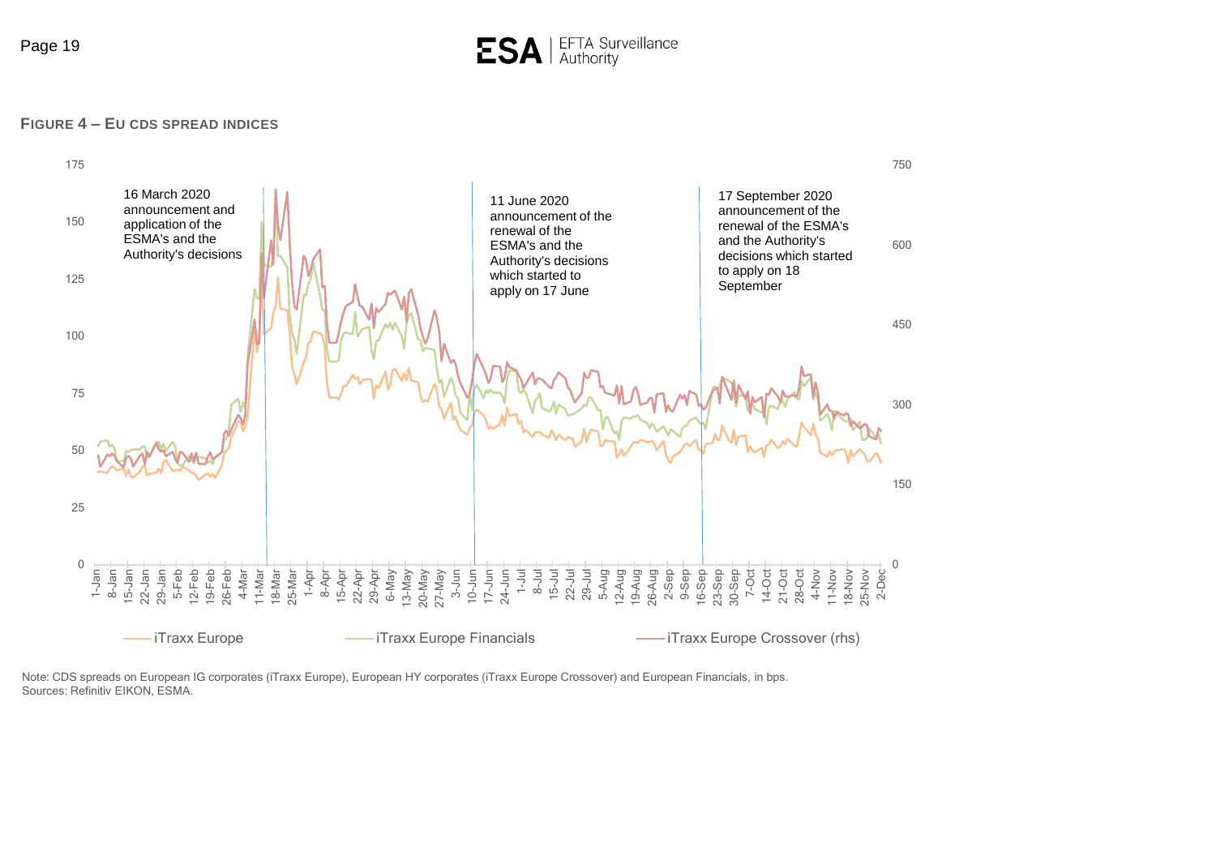**FIGURE 4 – EU CDS SPREAD INDICES**

16 March 2020 announcement and application of the ESMA's and the Authority's decisions

11 June 2020 announcement of the renewal of the ESMA's and the Authority's decisions which started to apply on 17 June

17 September 2020 announcement of the renewal of the ESMA's and the Authority's decisions which started to apply on 18 September

iTraxx Europe — iTraxx Europe Financials — iTraxx Europe Crossover (rhs)

Note: CDS spreads on European IG corporates (iTraxx Europe), European HY corporates (iTraxx Europe Crossover) and European Financials, in bps.
Sources: Refinitiv EIKON, ESMA.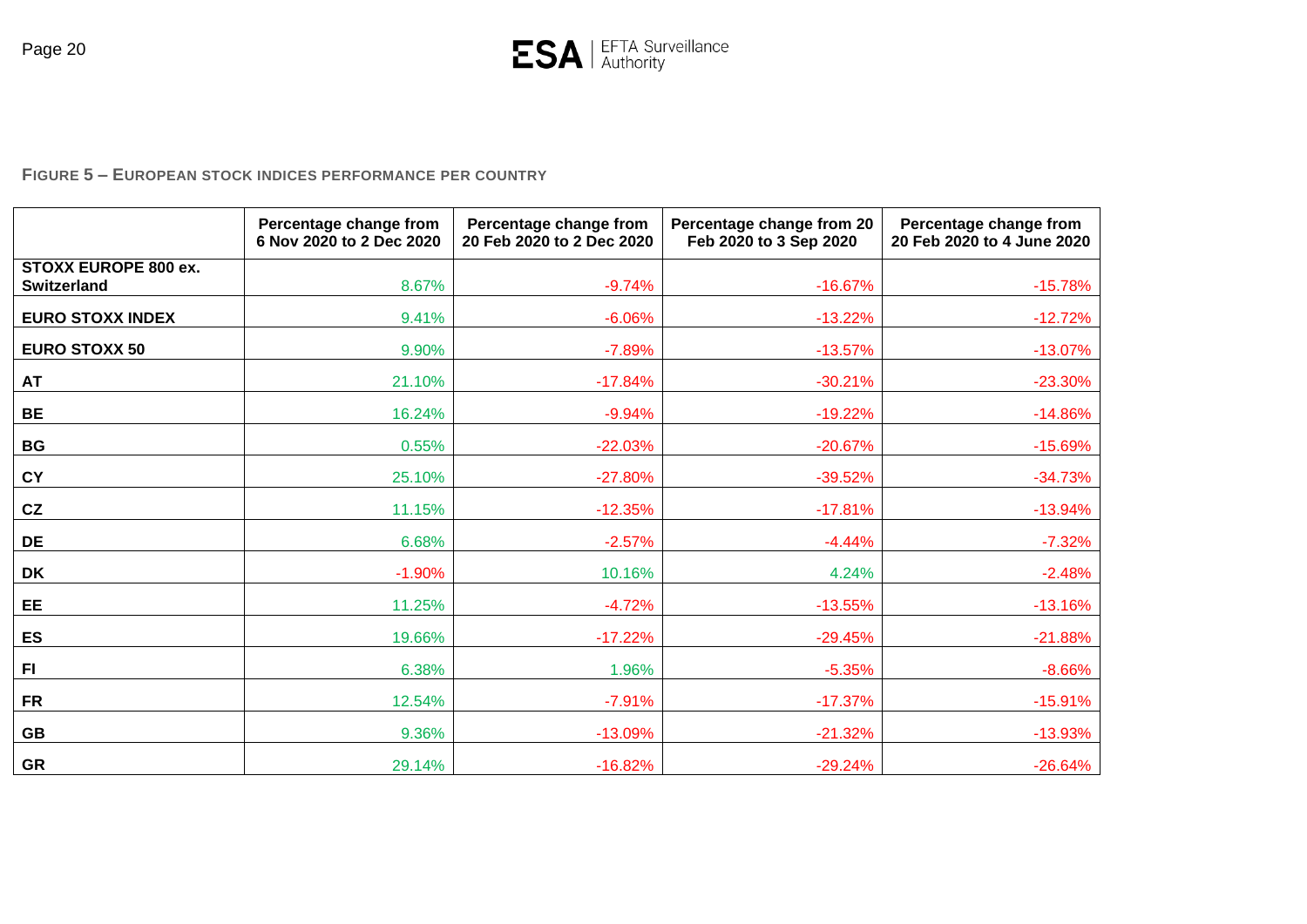**FIGURE 5 – EUROPEAN STOCK INDICES PERFORMANCE PER COUNTRY**

| | Percentage change from 6 Nov 2020 to 2 Dec 2020 | Percentage change from 20 Feb 2020 to 2 Dec 2020 | Percentage change from 20 Feb 2020 to 3 Sep 2020 | Percentage change from 20 Feb 2020 to 4 June 2020 |
|---|---|---|---|---|
| **STOXX EUROPE 800 ex. Switzerland** | 8.67% | -9.74% | -16.67% | -15.78% |
| **EURO STOXX INDEX** | 9.41% | -6.06% | -13.22% | -12.72% |
| **EURO STOXX 50** | 9.90% | -7.89% | -13.57% | -13.07% |
| **AT** | 21.10% | -17.84% | -30.21% | -23.30% |
| **BE** | 16.24% | -9.94% | -19.22% | -14.86% |
| **BG** | 0.55% | -22.03% | -20.67% | -15.69% |
| **CY** | 25.10% | -27.80% | -39.52% | -34.73% |
| **CZ** | 11.15% | -12.35% | -17.81% | -13.94% |
| **DE** | 6.68% | -2.57% | -4.44% | -7.32% |
| **DK** | -1.90% | 10.16% | 4.24% | -2.48% |
| **EE** | 11.25% | -4.72% | -13.55% | -13.16% |
| **ES** | 19.66% | -17.22% | -29.45% | -21.88% |
| **FI** | 6.38% | 1.96% | -5.35% | -8.66% |
| **FR** | 12.54% | -7.91% | -17.37% | -15.91% |
| **GB** | 9.36% | -13.09% | -21.32% | -13.93% |
| **GR** | 29.14% | -16.82% | -29.24% | -26.64% |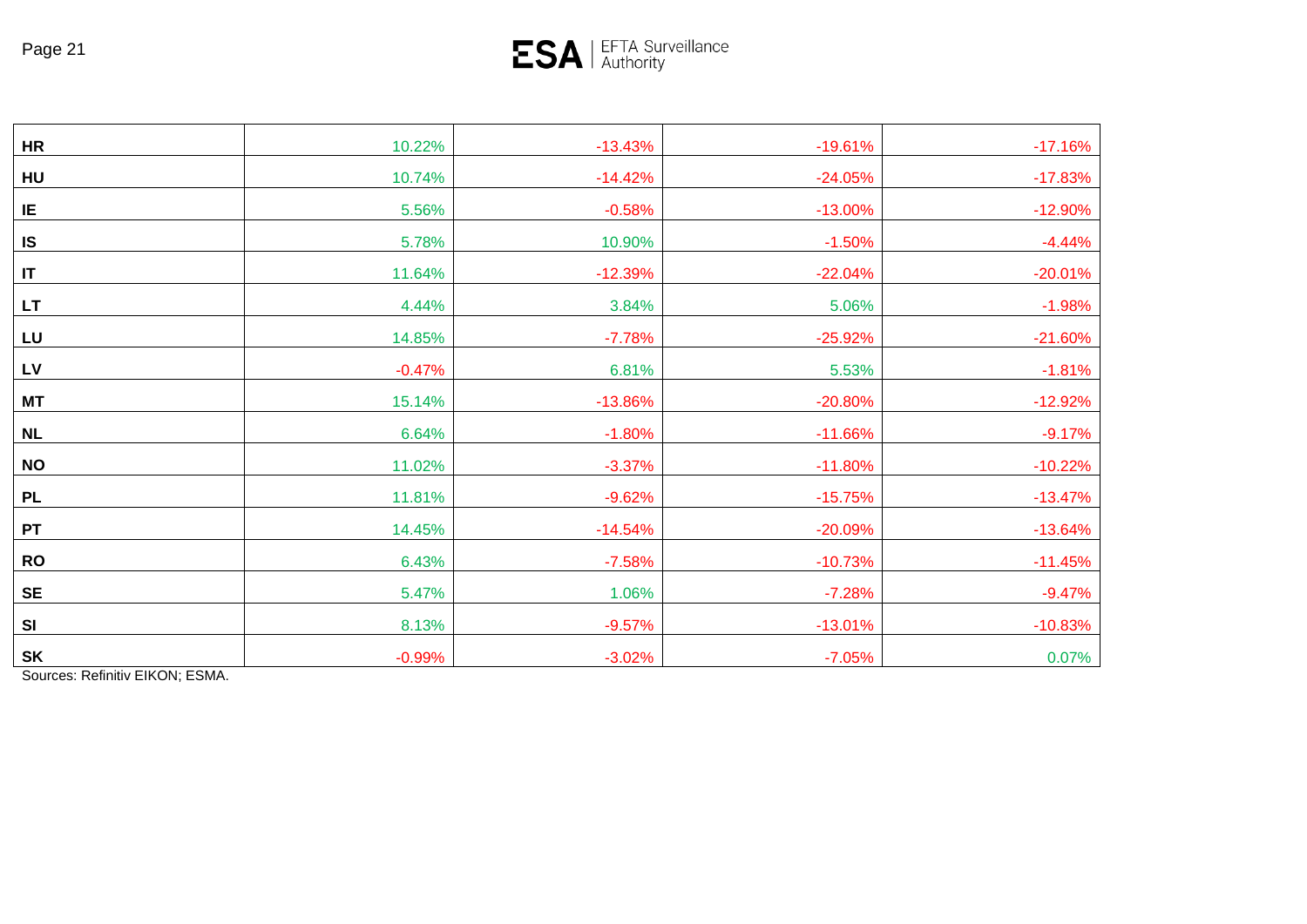| | | | | |
|---|---|---|---|---|
| **HR** | 10.22% | -13.43% | -19.61% | -17.16% |
| **HU** | 10.74% | -14.42% | -24.05% | -17.83% |
| **IE** | 5.56% | -0.58% | -13.00% | -12.90% |
| **IS** | 5.78% | 10.90% | -1.50% | -4.44% |
| **IT** | 11.64% | -12.39% | -22.04% | -20.01% |
| **LT** | 4.44% | 3.84% | 5.06% | -1.98% |
| **LU** | 14.85% | -7.78% | -25.92% | -21.60% |
| **LV** | -0.47% | 6.81% | 5.53% | -1.81% |
| **MT** | 15.14% | -13.86% | -20.80% | -12.92% |
| **NL** | 6.64% | -1.80% | -11.66% | -9.17% |
| **NO** | 11.02% | -3.37% | -11.80% | -10.22% |
| **PL** | 11.81% | -9.62% | -15.75% | -13.47% |
| **PT** | 14.45% | -14.54% | -20.09% | -13.64% |
| **RO** | 6.43% | -7.58% | -10.73% | -11.45% |
| **SE** | 5.47% | 1.06% | -7.28% | -9.47% |
| **SI** | 8.13% | -9.57% | -13.01% | -10.83% |
| **SK** | -0.99% | -3.02% | -7.05% | 0.07% |

Sources: Refinitiv EIKON; ESMA.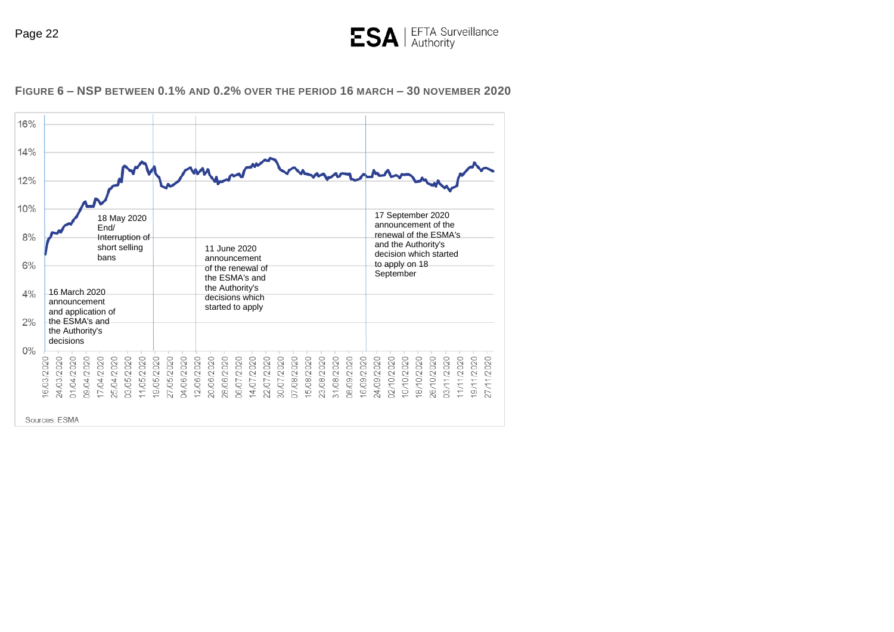**FIGURE 6 – NSP BETWEEN 0.1% AND 0.2% OVER THE PERIOD 16 MARCH – 30 NOVEMBER 2020**

16%
14%
12%
10%
8%
6%
4%
2%
0%

16 March 2020 announcement and application of the ESMA's and the Authority's decisions

18 May 2020 End/ Interruption of short selling bans

11 June 2020 announcement of the renewal of the ESMA's and the Authority's decisions which started to apply

17 September 2020 announcement of the renewal of the ESMA's and the Authority's decision which started to apply on 18 September

16/03/2020
24/03/2020
01/04/2020
09/04/2020
17/04/2020
25/04/2020
03/05/2020
11/05/2020
19/05/2020
27/05/2020
04/06/2020
12/06/2020
20/06/2020
28/06/2020
06/07/2020
14/07/2020
22/07/2020
30/07/2020
07/08/2020
15/08/2020
23/08/2020
31/08/2020
08/09/2020
16/09/2020
24/09/2020
02/10/2020
10/10/2020
18/10/2020
26/10/2020
03/11/2020
11/11/2020
19/11/2020
27/11/2020

Sources: ESMA